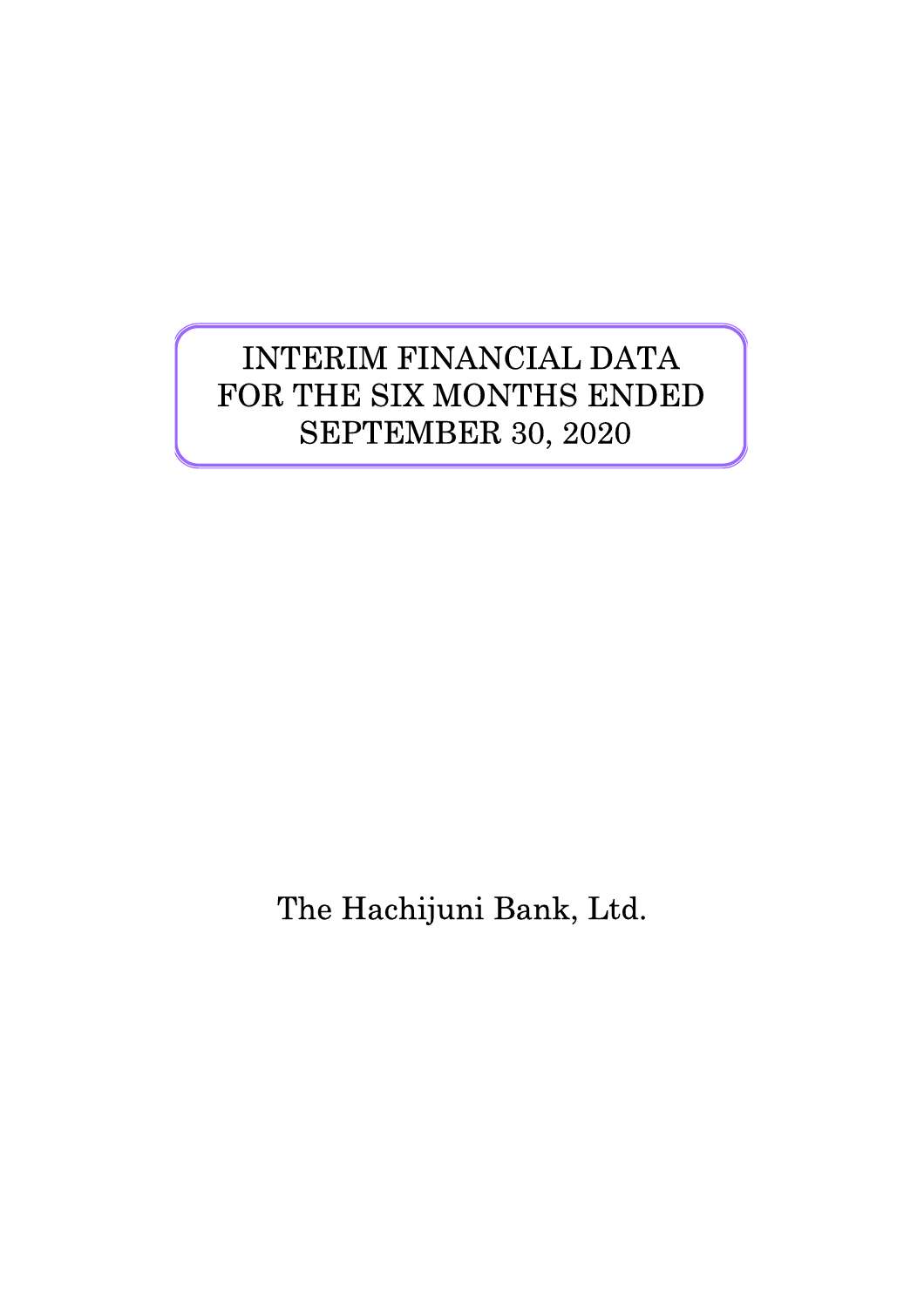# INTERIM FINANCIAL DATA FOR THE SIX MONTHS ENDED SEPTEMBER 30, 2020

The Hachijuni Bank, Ltd.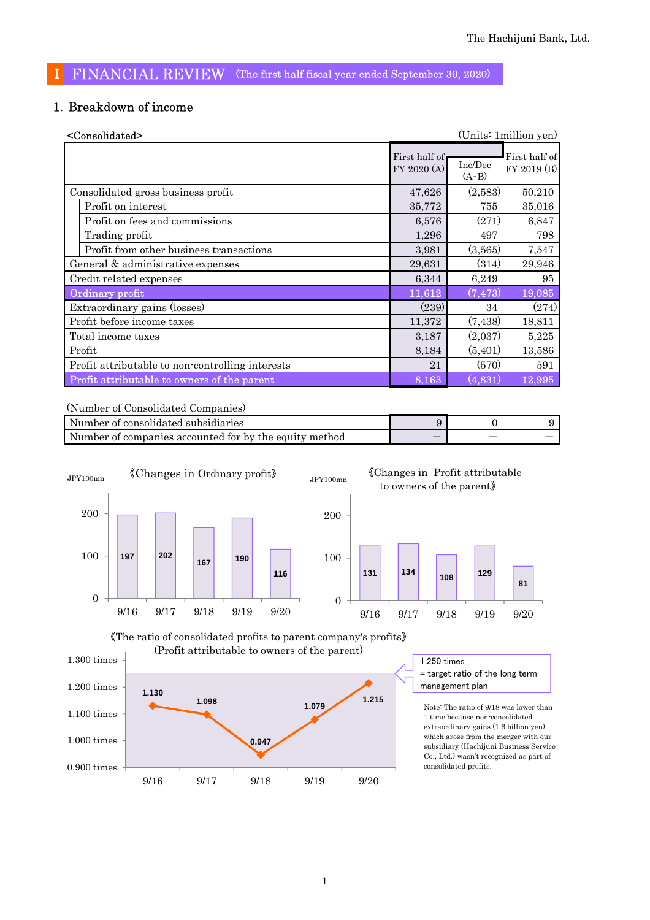# I FINANCIAL REVIEW (The first half fiscal year ended September 30, 2020)

## 1. Breakdown of income

<Consolidated> (Units: 1million yen)

| | First half of FY 2020 (A) | Inc/Dec (A-B) | First half of FY 2019 (B) |
|---|---|---|---|
| Consolidated gross business profit | 47,626 | (2,583) | 50,210 |
| Profit on interest | 35,772 | 755 | 35,016 |
| Profit on fees and commissions | 6,576 | (271) | 6,847 |
| Trading profit | 1,296 | 497 | 798 |
| Profit from other business transactions | 3,981 | (3,565) | 7,547 |
| General & administrative expenses | 29,631 | (314) | 29,946 |
| Credit related expenses | 6,344 | 6,249 | 95 |
| **Ordinary profit** | **11,612** | **(7,473)** | **19,085** |
| Extraordinary gains (losses) | (239) | 34 | (274) |
| Profit before income taxes | 11,372 | (7,438) | 18,811 |
| Total income taxes | 3,187 | (2,037) | 5,225 |
| Profit | 8,184 | (5,401) | 13,586 |
| Profit attributable to non-controlling interests | 21 | (570) | 591 |
| **Profit attributable to owners of the parent** | **8,163** | **(4,831)** | **12,995** |

(Number of Consolidated Companies)

| | First half of FY 2020 (A) | Inc/Dec (A-B) | First half of FY 2019 (B) |
|---|---|---|---|
| Number of consolidated subsidiaries | 9 | 0 | 9 |
| Number of companies accounted for by the equity method | ― | ― | ― |

《Changes in Ordinary profit》 (JPY100mn)

| 9/16 | 9/17 | 9/18 | 9/19 | 9/20 |
|---|---|---|---|---|
| 197 | 202 | 167 | 190 | 116 |

《Changes in Profit attributable to owners of the parent》 (JPY100mn)

| 9/16 | 9/17 | 9/18 | 9/19 | 9/20 |
|---|---|---|---|---|
| 131 | 134 | 108 | 129 | 81 |

《The ratio of consolidated profits to parent company's profits》
(Profit attributable to owners of the parent)

| 9/16 | 9/17 | 9/18 | 9/19 | 9/20 |
|---|---|---|---|---|
| 1.130 | 1.098 | 0.947 | 1.079 | 1.215 |

1.250 times = target ratio of the long term management plan

Note: The ratio of 9/18 was lower than 1 time because non-consolidated extraordinary gains (1.6 billion yen) which arose from the merger with our subsidiary (Hachijuni Business Service Co., Ltd.) wasn't recognized as part of consolidated profits.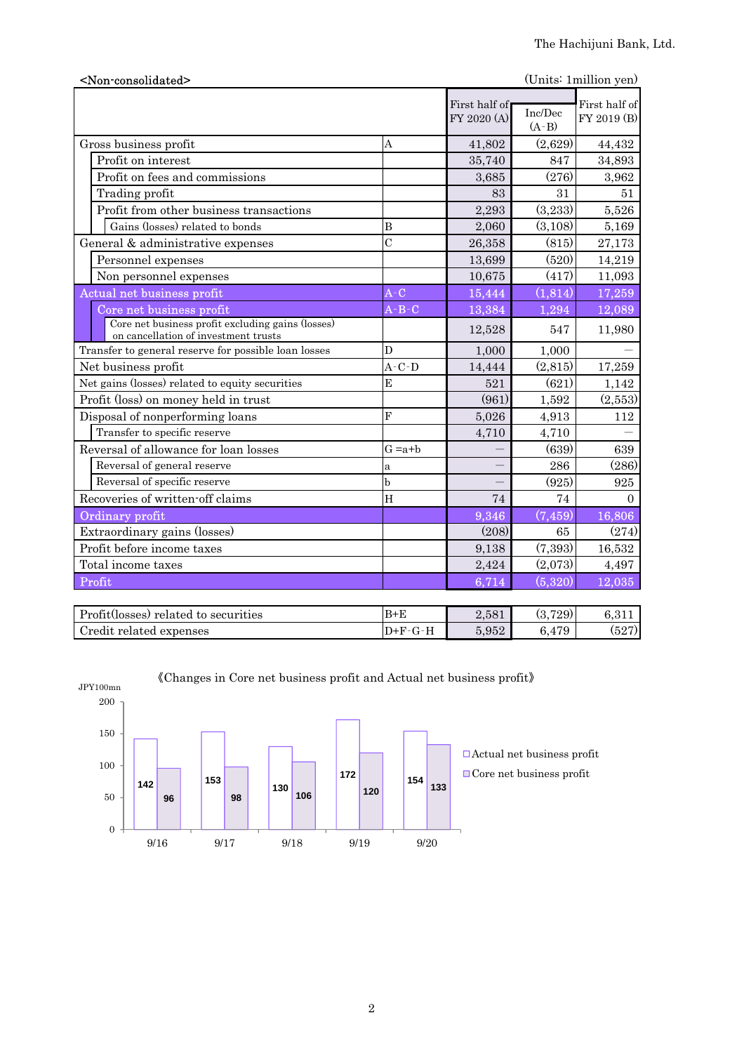<Non-consolidated>

(Units: 1million yen)

| | | First half of FY 2020 (A) | Inc/Dec (A-B) | First half of FY 2019 (B) |
|---|---|---|---|---|
| Gross business profit | A | 41,802 | (2,629) | 44,432 |
| Profit on interest | | 35,740 | 847 | 34,893 |
| Profit on fees and commissions | | 3,685 | (276) | 3,962 |
| Trading profit | | 83 | 31 | 51 |
| Profit from other business transactions | | 2,293 | (3,233) | 5,526 |
| Gains (losses) related to bonds | B | 2,060 | (3,108) | 5,169 |
| General & administrative expenses | C | 26,358 | (815) | 27,173 |
| Personnel expenses | | 13,699 | (520) | 14,219 |
| Non personnel expenses | | 10,675 | (417) | 11,093 |
| Actual net business profit | A-C | 15,444 | (1,814) | 17,259 |
| Core net business profit | A-B-C | 13,384 | 1,294 | 12,089 |
| Core net business profit excluding gains (losses) on cancellation of investment trusts | | 12,528 | 547 | 11,980 |
| Transfer to general reserve for possible loan losses | D | 1,000 | 1,000 | — |
| Net business profit | A-C-D | 14,444 | (2,815) | 17,259 |
| Net gains (losses) related to equity securities | E | 521 | (621) | 1,142 |
| Profit (loss) on money held in trust | | (961) | 1,592 | (2,553) |
| Disposal of nonperforming loans | F | 5,026 | 4,913 | 112 |
| Transfer to specific reserve | | 4,710 | 4,710 | — |
| Reversal of allowance for loan losses | G =a+b | — | (639) | 639 |
| Reversal of general reserve | a | — | 286 | (286) |
| Reversal of specific reserve | b | — | (925) | 925 |
| Recoveries of written-off claims | H | 74 | 74 | 0 |
| Ordinary profit | | 9,346 | (7,459) | 16,806 |
| Extraordinary gains (losses) | | (208) | 65 | (274) |
| Profit before income taxes | | 9,138 | (7,393) | 16,532 |
| Total income taxes | | 2,424 | (2,073) | 4,497 |
| Profit | | 6,714 | (5,320) | 12,035 |

| | | | | |
|---|---|---|---|---|
| Profit(losses) related to securities | B+E | 2,581 | (3,729) | 6,311 |
| Credit related expenses | D+F-G-H | 5,952 | 6,479 | (527) |

《Changes in Core net business profit and Actual net business profit》

JPY100mn

| | 9/16 | 9/17 | 9/18 | 9/19 | 9/20 |
|---|---|---|---|---|---|
| Actual net business profit | 142 | 153 | 130 | 172 | 154 |
| Core net business profit | 96 | 98 | 106 | 120 | 133 |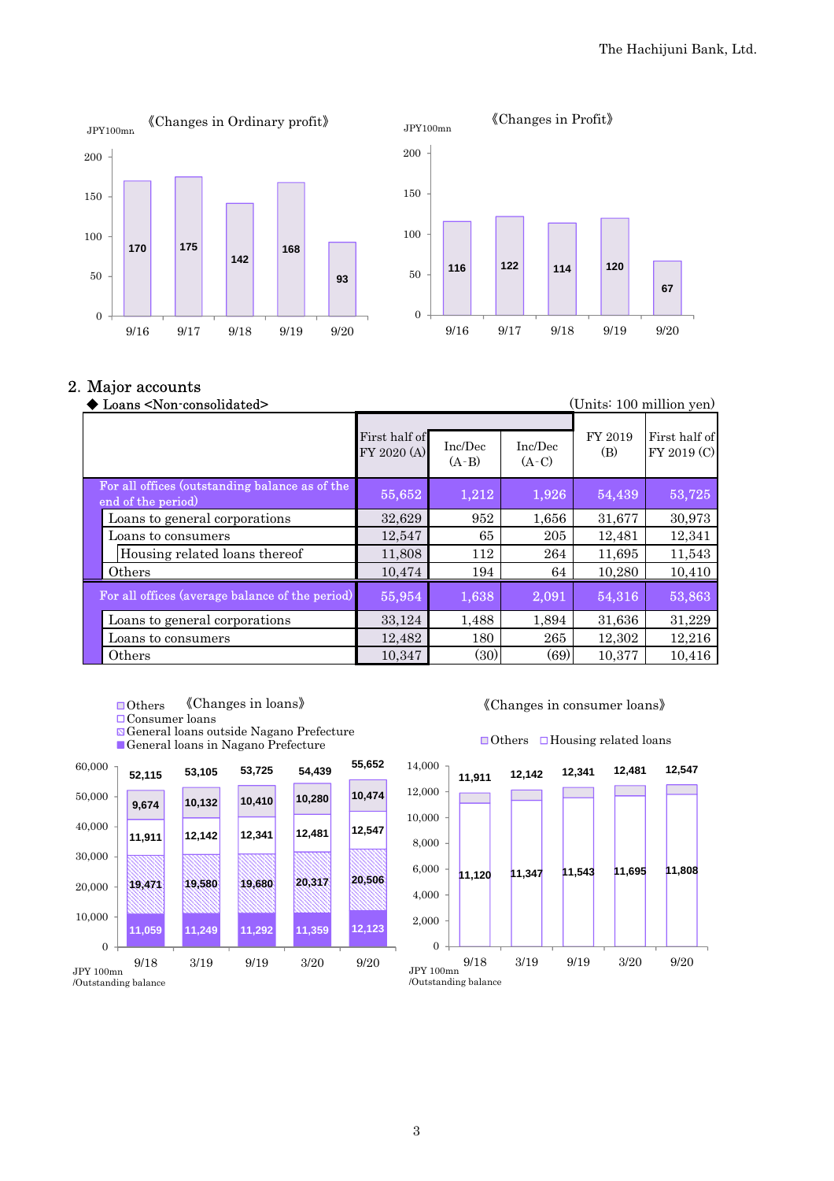《Changes in Ordinary profit》

JPY100mn

| | 9/16 | 9/17 | 9/18 | 9/19 | 9/20 |
|---|---|---|---|---|---|
| Ordinary profit | 170 | 175 | 142 | 168 | 93 |

《Changes in Profit》

JPY100mn

| | 9/16 | 9/17 | 9/18 | 9/19 | 9/20 |
|---|---|---|---|---|---|
| Profit | 116 | 122 | 114 | 120 | 67 |

## 2. Major accounts

◆ Loans <Non-consolidated>

(Units: 100 million yen)

| | First half of FY 2020 (A) | Inc/Dec (A-B) | Inc/Dec (A-C) | FY 2019 (B) | First half of FY 2019 (C) |
|---|---|---|---|---|---|
| For all offices (outstanding balance as of the end of the period) | 55,652 | 1,212 | 1,926 | 54,439 | 53,725 |
| Loans to general corporations | 32,629 | 952 | 1,656 | 31,677 | 30,973 |
| Loans to consumers | 12,547 | 65 | 205 | 12,481 | 12,341 |
| Housing related loans thereof | 11,808 | 112 | 264 | 11,695 | 11,543 |
| Others | 10,474 | 194 | 64 | 10,280 | 10,410 |
| For all offices (average balance of the period) | 55,954 | 1,638 | 2,091 | 54,316 | 53,863 |
| Loans to general corporations | 33,124 | 1,488 | 1,894 | 31,636 | 31,229 |
| Loans to consumers | 12,482 | 180 | 265 | 12,302 | 12,216 |
| Others | 10,347 | (30) | (69) | 10,377 | 10,416 |

《Changes in loans》

JPY 100mn /Outstanding balance

| | 9/18 | 3/19 | 9/19 | 3/20 | 9/20 |
|---|---|---|---|---|---|
| Others | 9,674 | 10,132 | 10,410 | 10,280 | 10,474 |
| Consumer loans | 11,911 | 12,142 | 12,341 | 12,481 | 12,547 |
| General loans outside Nagano Prefecture | 19,471 | 19,580 | 19,680 | 20,317 | 20,506 |
| General loans in Nagano Prefecture | 11,059 | 11,249 | 11,292 | 11,359 | 12,123 |
| Total | 52,115 | 53,105 | 53,725 | 54,439 | 55,652 |

《Changes in consumer loans》

JPY 100mn /Outstanding balance

| | 9/18 | 3/19 | 9/19 | 3/20 | 9/20 |
|---|---|---|---|---|---|
| Housing related loans | 11,120 | 11,347 | 11,543 | 11,695 | 11,808 |
| Total | 11,911 | 12,142 | 12,341 | 12,481 | 12,547 |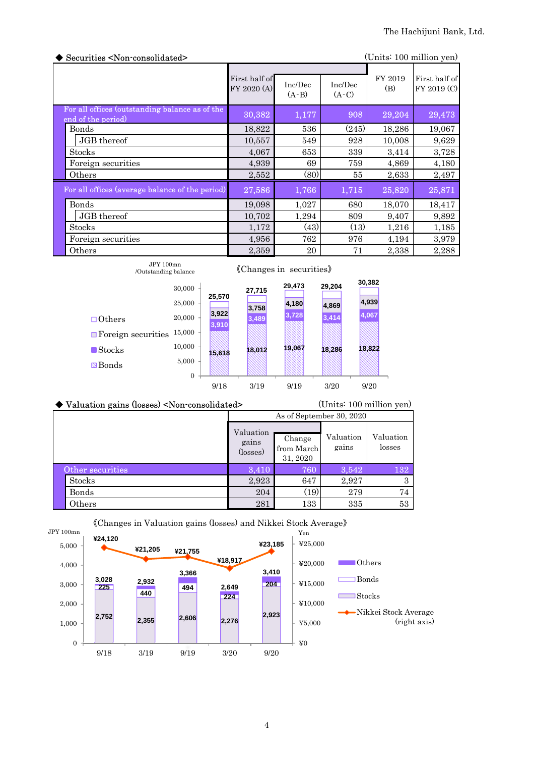◆ Securities <Non-consolidated>

(Units: 100 million yen)

| | First half of FY 2020 (A) | Inc/Dec (A-B) | Inc/Dec (A-C) | FY 2019 (B) | First half of FY 2019 (C) |
|---|---|---|---|---|---|
| For all offices (outstanding balance as of the end of the period) | 30,382 | 1,177 | 908 | 29,204 | 29,473 |
| Bonds | 18,822 | 536 | (245) | 18,286 | 19,067 |
| JGB thereof | 10,557 | 549 | 928 | 10,008 | 9,629 |
| Stocks | 4,067 | 653 | 339 | 3,414 | 3,728 |
| Foreign securities | 4,939 | 69 | 759 | 4,869 | 4,180 |
| Others | 2,552 | (80) | 55 | 2,633 | 2,497 |
| For all offices (average balance of the period) | 27,586 | 1,766 | 1,715 | 25,820 | 25,871 |
| Bonds | 19,098 | 1,027 | 680 | 18,070 | 18,417 |
| JGB thereof | 10,702 | 1,294 | 809 | 9,407 | 9,892 |
| Stocks | 1,172 | (43) | (13) | 1,216 | 1,185 |
| Foreign securities | 4,956 | 762 | 976 | 4,194 | 3,979 |
| Others | 2,359 | 20 | 71 | 2,338 | 2,288 |

《Changes in securities》

JPY 100mn /Outstanding balance

| | 9/18 | 3/19 | 9/19 | 3/20 | 9/20 |
|---|---|---|---|---|---|
| Total | 25,570 | 27,715 | 29,473 | 29,204 | 30,382 |
| Foreign securities | 3,922 | 3,758 | 4,180 | 4,869 | 4,939 |
| Stocks | 3,910 | 3,489 | 3,728 | 3,414 | 4,067 |
| Bonds | 15,618 | 18,012 | 19,067 | 18,286 | 18,822 |

◆ Valuation gains (losses) <Non-consolidated>

(Units: 100 million yen)

| | As of September 30, 2020 | | | |
|---|---|---|---|---|
| | Valuation gains (losses) | Change from March 31, 2020 | Valuation gains | Valuation losses |
| Other securities | 3,410 | 760 | 3,542 | 132 |
| Stocks | 2,923 | 647 | 2,927 | 3 |
| Bonds | 204 | (19) | 279 | 74 |
| Others | 281 | 133 | 335 | 53 |

《Changes in Valuation gains (losses) and Nikkei Stock Average》

JPY 100mn / Yen

| | 9/18 | 3/19 | 9/19 | 3/20 | 9/20 |
|---|---|---|---|---|---|
| Total | 3,028 | 2,932 | 3,366 | 2,649 | 3,410 |
| Bonds | 225 | 440 | 494 | 224 | 204 |
| Stocks | 2,752 | 2,355 | 2,606 | 2,276 | 2,923 |
| Nikkei Stock Average (right axis) | ¥24,120 | ¥21,205 | ¥21,755 | ¥18,917 | ¥23,185 |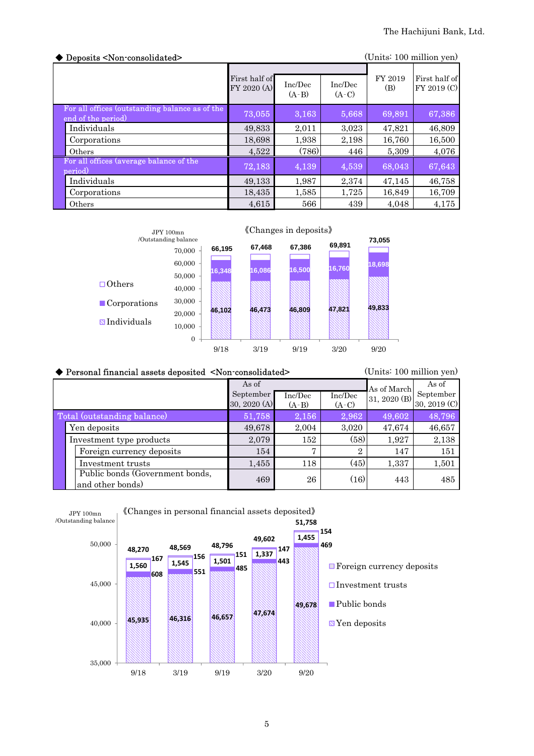◆ Deposits <Non-consolidated>

(Units: 100 million yen)

| | First half of FY 2020 (A) | Inc/Dec (A-B) | Inc/Dec (A-C) | FY 2019 (B) | First half of FY 2019 (C) |
|---|---|---|---|---|---|
| For all offices (outstanding balance as of the end of the period) | 73,055 | 3,163 | 5,668 | 69,891 | 67,386 |
| Individuals | 49,833 | 2,011 | 3,023 | 47,821 | 46,809 |
| Corporations | 18,698 | 1,938 | 2,198 | 16,760 | 16,500 |
| Others | 4,522 | (786) | 446 | 5,309 | 4,076 |
| For all offices (average balance of the period) | 72,183 | 4,139 | 4,539 | 68,043 | 67,643 |
| Individuals | 49,133 | 1,987 | 2,374 | 47,145 | 46,758 |
| Corporations | 18,435 | 1,585 | 1,725 | 16,849 | 16,709 |
| Others | 4,615 | 566 | 439 | 4,048 | 4,175 |

《Changes in deposits》

JPY 100mn /Outstanding balance

| | 9/18 | 3/19 | 9/19 | 3/20 | 9/20 |
|---|---|---|---|---|---|
| Total | 66,195 | 67,468 | 67,386 | 69,891 | 73,055 |
| Corporations | 16,348 | 16,086 | 16,500 | 16,760 | 18,698 |
| Individuals | 46,102 | 46,473 | 46,809 | 47,821 | 49,833 |

◆ Personal financial assets deposited <Non-consolidated>

(Units: 100 million yen)

| | As of September 30, 2020 (A) | Inc/Dec (A-B) | Inc/Dec (A-C) | As of March 31, 2020 (B) | As of September 30, 2019 (C) |
|---|---|---|---|---|---|
| Total (outstanding balance) | 51,758 | 2,156 | 2,962 | 49,602 | 48,796 |
| Yen deposits | 49,678 | 2,004 | 3,020 | 47,674 | 46,657 |
| Investment type products | 2,079 | 152 | (58) | 1,927 | 2,138 |
| Foreign currency deposits | 154 | 7 | 2 | 147 | 151 |
| Investment trusts | 1,455 | 118 | (45) | 1,337 | 1,501 |
| Public bonds (Government bonds, and other bonds) | 469 | 26 | (16) | 443 | 485 |

《Changes in personal financial assets deposited》

JPY 100mn /Outstanding balance

| | 9/18 | 3/19 | 9/19 | 3/20 | 9/20 |
|---|---|---|---|---|---|
| Total | 48,270 | 48,569 | 48,796 | 49,602 | 51,758 |
| Foreign currency deposits | 167 | 156 | 151 | 147 | 154 |
| Investment trusts | 1,560 | 1,545 | 1,501 | 1,337 | 1,455 |
| Public bonds | 608 | 551 | 485 | 443 | 469 |
| Yen deposits | 45,935 | 46,316 | 46,657 | 47,674 | 49,678 |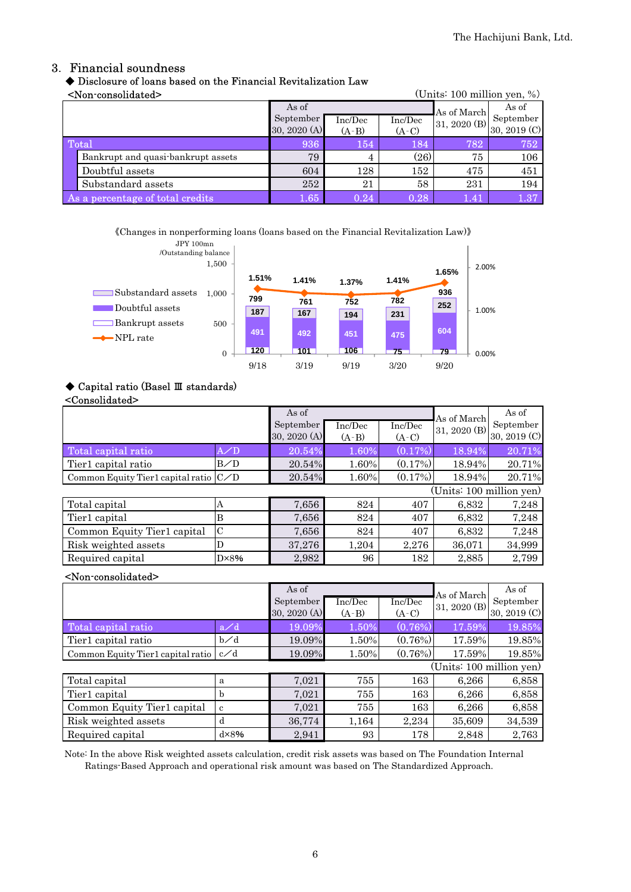## 3. Financial soundness

### ◆ Disclosure of loans based on the Financial Revitalization Law

<Non-consolidated> (Units: 100 million yen, %)

| | As of September 30, 2020 (A) | Inc/Dec (A-B) | Inc/Dec (A-C) | As of March 31, 2020 (B) | As of September 30, 2019 (C) |
|---|---|---|---|---|---|
| Total | 936 | 154 | 184 | 782 | 752 |
| Bankrupt and quasi-bankrupt assets | 79 | 4 | (26) | 75 | 106 |
| Doubtful assets | 604 | 128 | 152 | 475 | 451 |
| Substandard assets | 252 | 21 | 58 | 231 | 194 |
| As a percentage of total credits | 1.65 | 0.24 | 0.28 | 1.41 | 1.37 |

《Changes in nonperforming loans (loans based on the Financial Revitalization Law)》

JPY 100mn /Outstanding balance

| | 9/18 | 3/19 | 9/19 | 3/20 | 9/20 |
|---|---|---|---|---|---|
| Substandard assets | 187 | 167 | 194 | 231 | 252 |
| Doubtful assets | 491 | 492 | 451 | 475 | 604 |
| Bankrupt assets | 120 | 101 | 106 | 75 | 79 |
| Total | 799 | 761 | 752 | 782 | 936 |
| NPL rate | 1.51% | 1.41% | 1.37% | 1.41% | 1.65% |

### ◆ Capital ratio (Basel Ⅲ standards)

<Consolidated>

| | | As of September 30, 2020 (A) | Inc/Dec (A-B) | Inc/Dec (A-C) | As of March 31, 2020 (B) | As of September 30, 2019 (C) |
|---|---|---|---|---|---|---|
| Total capital ratio | A／D | 20.54% | 1.60% | (0.17%) | 18.94% | 20.71% |
| Tier1 capital ratio | B／D | 20.54% | 1.60% | (0.17%) | 18.94% | 20.71% |
| Common Equity Tier1 capital ratio | C／D | 20.54% | 1.60% | (0.17%) | 18.94% | 20.71% |

(Units: 100 million yen)

| | | As of September 30, 2020 (A) | Inc/Dec (A-B) | Inc/Dec (A-C) | As of March 31, 2020 (B) | As of September 30, 2019 (C) |
|---|---|---|---|---|---|---|
| Total capital | A | 7,656 | 824 | 407 | 6,832 | 7,248 |
| Tier1 capital | B | 7,656 | 824 | 407 | 6,832 | 7,248 |
| Common Equity Tier1 capital | C | 7,656 | 824 | 407 | 6,832 | 7,248 |
| Risk weighted assets | D | 37,276 | 1,204 | 2,276 | 36,071 | 34,999 |
| Required capital | D×8% | 2,982 | 96 | 182 | 2,885 | 2,799 |

<Non-consolidated>

| | | As of September 30, 2020 (A) | Inc/Dec (A-B) | Inc/Dec (A-C) | As of March 31, 2020 (B) | As of September 30, 2019 (C) |
|---|---|---|---|---|---|---|
| Total capital ratio | a／d | 19.09% | 1.50% | (0.76%) | 17.59% | 19.85% |
| Tier1 capital ratio | b／d | 19.09% | 1.50% | (0.76%) | 17.59% | 19.85% |
| Common Equity Tier1 capital ratio | c／d | 19.09% | 1.50% | (0.76%) | 17.59% | 19.85% |

(Units: 100 million yen)

| | | As of September 30, 2020 (A) | Inc/Dec (A-B) | Inc/Dec (A-C) | As of March 31, 2020 (B) | As of September 30, 2019 (C) |
|---|---|---|---|---|---|---|
| Total capital | a | 7,021 | 755 | 163 | 6,266 | 6,858 |
| Tier1 capital | b | 7,021 | 755 | 163 | 6,266 | 6,858 |
| Common Equity Tier1 capital | c | 7,021 | 755 | 163 | 6,266 | 6,858 |
| Risk weighted assets | d | 36,774 | 1,164 | 2,234 | 35,609 | 34,539 |
| Required capital | d×8% | 2,941 | 93 | 178 | 2,848 | 2,763 |

Note: In the above Risk weighted assets calculation, credit risk assets was based on The Foundation Internal Ratings-Based Approach and operational risk amount was based on The Standardized Approach.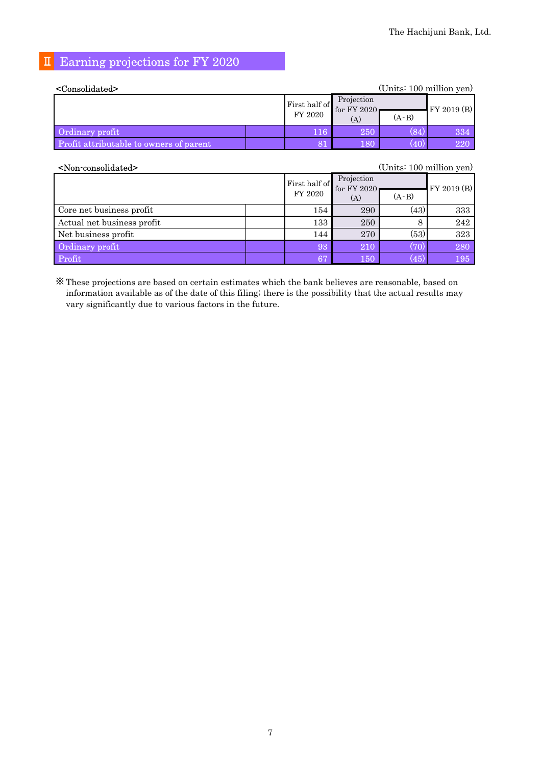## Ⅱ Earning projections for FY 2020

<Consolidated>

(Units: 100 million yen)

| | | First half of FY 2020 | Projection for FY 2020 (A) | (A-B) | FY 2019 (B) |
|---|---|---|---|---|---|
| Ordinary profit | | 116 | 250 | (84) | 334 |
| Profit attributable to owners of parent | | 81 | 180 | (40) | 220 |

<Non-consolidated>

(Units: 100 million yen)

| | | First half of FY 2020 | Projection for FY 2020 (A) | (A-B) | FY 2019 (B) |
|---|---|---|---|---|---|
| Core net business profit | | 154 | 290 | (43) | 333 |
| Actual net business profit | | 133 | 250 | 8 | 242 |
| Net business profit | | 144 | 270 | (53) | 323 |
| Ordinary profit | | 93 | 210 | (70) | 280 |
| Profit | | 67 | 150 | (45) | 195 |

※ These projections are based on certain estimates which the bank believes are reasonable, based on information available as of the date of this filing; there is the possibility that the actual results may vary significantly due to various factors in the future.